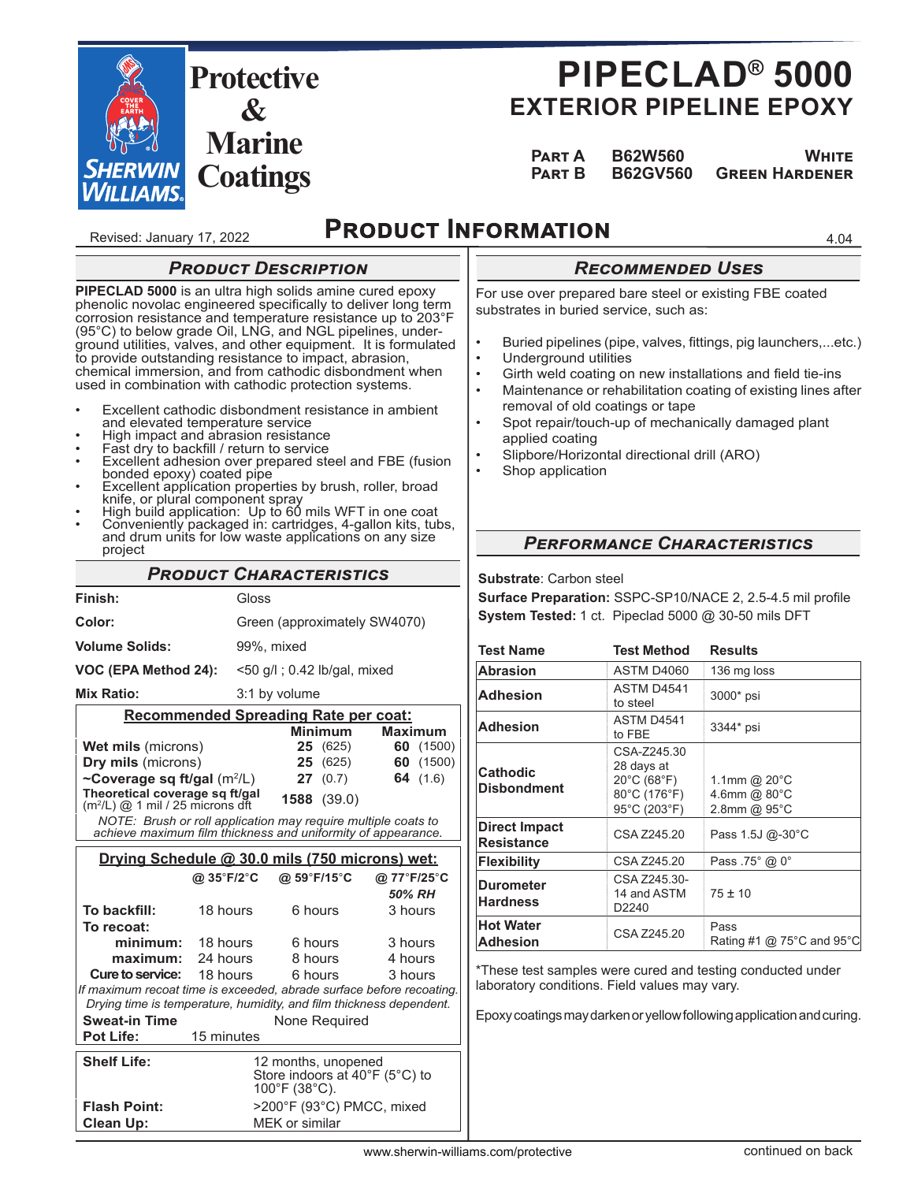# PIPECLAD® 5000

## EXTERIOR PIPELINE EPOXY

Protective & Marine Coatings

| | | |
|---|---|---|
| **Part A** | **B62W560** | **White** |
| **Part B** | **B62GV560** | **Green Hardener** |

## Product Information

Revised: January 17, 2022

4.04

### *Product Description*

**PIPECLAD 5000** is an ultra high solids amine cured epoxy phenolic novolac engineered specifically to deliver long term corrosion resistance and temperature resistance up to 203°F (95°C) to below grade Oil, LNG, and NGL pipelines, underground utilities, valves, and other equipment. It is formulated to provide outstanding resistance to impact, abrasion, chemical immersion, and from cathodic disbondment when used in combination with cathodic protection systems.

- Excellent cathodic disbondment resistance in ambient and elevated temperature service
- High impact and abrasion resistance
- Fast dry to backfill / return to service
- Excellent adhesion over prepared steel and FBE (fusion bonded epoxy) coated pipe
- Excellent application properties by brush, roller, broad knife, or plural component spray
- High build application: Up to 60 mils WFT in one coat
- Conveniently packaged in: cartridges, 4-gallon kits, tubs, and drum units for low waste applications on any size project

### *Product Characteristics*

| | |
|---|---|
| **Finish:** | Gloss |
| **Color:** | Green (approximately SW4070) |
| **Volume Solids:** | 99%, mixed |
| **VOC (EPA Method 24):** | <50 g/l ; 0.42 lb/gal, mixed |
| **Mix Ratio:** | 3:1 by volume |

**Recommended Spreading Rate per coat:**

| | Minimum | Maximum |
|---|---|---|
| **Wet mils** (microns) | **25** (625) | **60** (1500) |
| **Dry mils** (microns) | **25** (625) | **60** (1500) |
| **~Coverage sq ft/gal** ($m^2$/L) | **27** (0.7) | **64** (1.6) |
| **Theoretical coverage sq ft/gal** ($m^2$/L) @ 1 mil / 25 microns dft | **1588** (39.0) | |

*NOTE: Brush or roll application may require multiple coats to achieve maximum film thickness and uniformity of appearance.*

**Drying Schedule @ 30.0 mils (750 microns) wet:**

| | @ 35°F/2°C | @ 59°F/15°C | @ 77°F/25°C *50% RH* |
|---|---|---|---|
| **To backfill:** | 18 hours | 6 hours | 3 hours |
| **To recoat:** | | | |
| **minimum:** | 18 hours | 6 hours | 3 hours |
| **maximum:** | 24 hours | 8 hours | 4 hours |
| **Cure to service:** | 18 hours | 6 hours | 3 hours |

*If maximum recoat time is exceeded, abrade surface before recoating.*
*Drying time is temperature, humidity, and film thickness dependent.*

| | |
|---|---|
| **Sweat-in Time** | None Required |
| **Pot Life:** | 15 minutes |

| | |
|---|---|
| **Shelf Life:** | 12 months, unopened<br>Store indoors at 40°F (5°C) to 100°F (38°C). |
| **Flash Point:** | >200°F (93°C) PMCC, mixed |
| **Clean Up:** | MEK or similar |

### *Recommended Uses*

For use over prepared bare steel or existing FBE coated substrates in buried service, such as:

- Buried pipelines (pipe, valves, fittings, pig launchers,...etc.)
- Underground utilities
- Girth weld coating on new installations and field tie-ins
- Maintenance or rehabilitation coating of existing lines after removal of old coatings or tape
- Spot repair/touch-up of mechanically damaged plant applied coating
- Slipbore/Horizontal directional drill (ARO)
- Shop application

### *Performance Characteristics*

**Substrate**: Carbon steel
**Surface Preparation:** SSPC-SP10/NACE 2, 2.5-4.5 mil profile
**System Tested:** 1 ct. Pipeclad 5000 @ 30-50 mils DFT

| Test Name | Test Method | Results |
|---|---|---|
| **Abrasion** | ASTM D4060 | 136 mg loss |
| **Adhesion** | ASTM D4541 to steel | 3000* psi |
| **Adhesion** | ASTM D4541 to FBE | 3344* psi |
| **Cathodic Disbondment** | CSA-Z245.30 28 days at 20°C (68°F) 80°C (176°F) 95°C (203°F) | 1.1mm @ 20°C<br>4.6mm @ 80°C<br>2.8mm @ 95°C |
| **Direct Impact Resistance** | CSA Z245.20 | Pass 1.5J @-30°C |
| **Flexibility** | CSA Z245.20 | Pass .75° @ 0° |
| **Durometer Hardness** | CSA Z245.30-14 and ASTM D2240 | 75 ± 10 |
| **Hot Water Adhesion** | CSA Z245.20 | Pass<br>Rating #1 @ 75°C and 95°C |

*These test samples were cured and testing conducted under laboratory conditions. Field values may vary.

Epoxy coatings may darken or yellow following application and curing.

www.sherwin-williams.com/protective

continued on back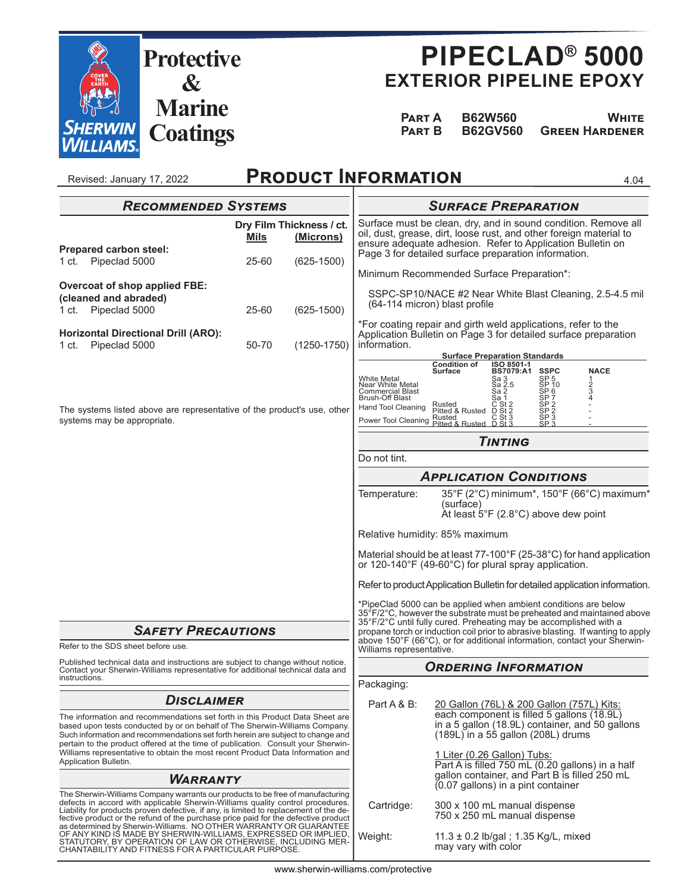# PIPECLAD® 5000

## EXTERIOR PIPELINE EPOXY

| | | |
|---|---|---|
| **Part A** | **B62W560** | **White** |
| **Part B** | **B62GV560** | **Green Hardener** |

Revised: January 17, 2022

## Product Information

4.04

### Recommended Systems

| | Dry Film Thickness / ct. Mils | (Microns) |
|---|---|---|
| **Prepared carbon steel:** | | |
| 1 ct. Pipeclad 5000 | 25-60 | (625-1500) |
| **Overcoat of shop applied FBE: (cleaned and abraded)** | | |
| 1 ct. Pipeclad 5000 | 25-60 | (625-1500) |
| **Horizontal Directional Drill (ARO):** | | |
| 1 ct. Pipeclad 5000 | 50-70 | (1250-1750) |

The systems listed above are representative of the product's use, other systems may be appropriate.

### Surface Preparation

Surface must be clean, dry, and in sound condition. Remove all oil, dust, grease, dirt, loose rust, and other foreign material to ensure adequate adhesion. Refer to Application Bulletin on Page 3 for detailed surface preparation information.

Minimum Recommended Surface Preparation*:

SSPC-SP10/NACE #2 Near White Blast Cleaning, 2.5-4.5 mil (64-114 micron) blast profile

*For coating repair and girth weld applications, refer to the Application Bulletin on Page 3 for detailed surface preparation information.

**Surface Preparation Standards**

| | Condition of Surface | ISO 8501-1 BS7079:A1 | SSPC | NACE |
|---|---|---|---|---|
| White Metal | | Sa 3 | SP 5 | 1 |
| Near White Metal | | Sa 2.5 | SP 10 | 2 |
| Commercial Blast | | Sa 2 | SP 6 | 3 |
| Brush-Off Blast | | Sa 1 | SP 7 | 4 |
| Hand Tool Cleaning | Rusted | C St 2 | SP 2 | - |
| | Pitted & Rusted | D St 2 | SP 2 | - |
| Power Tool Cleaning | Rusted | C St 3 | SP 3 | - |
| | Pitted & Rusted | D St 3 | SP 3 | - |

### Tinting

Do not tint.

### Application Conditions

Temperature: 35°F (2°C) minimum*, 150°F (66°C) maximum* (surface)
At least 5°F (2.8°C) above dew point

Relative humidity: 85% maximum

Material should be at least 77-100°F (25-38°C) for hand application or 120-140°F (49-60°C) for plural spray application.

Refer to product Application Bulletin for detailed application information.

*PipeClad 5000 can be applied when ambient conditions are below 35°F/2°C, however the substrate must be preheated and maintained above 35°F/2°C until fully cured. Preheating may be accomplished with a propane torch or induction coil prior to abrasive blasting. If wanting to apply above 150°F (66°C), or for additional information, contact your Sherwin-Williams representative.

### Ordering Information

Packaging:

Part A & B: 20 Gallon (76L) & 200 Gallon (757L) Kits: each component is filled 5 gallons (18.9L) in a 5 gallon (18.9L) container, and 50 gallons (189L) in a 55 gallon (208L) drums

1 Liter (0.26 Gallon) Tubs: Part A is filled 750 mL (0.20 gallons) in a half gallon container, and Part B is filled 250 mL (0.07 gallons) in a pint container

Cartridge: 300 x 100 mL manual dispense
750 x 250 mL manual dispense

Weight: 11.3 ± 0.2 lb/gal ; 1.35 Kg/L, mixed
may vary with color

### Safety Precautions

Refer to the SDS sheet before use.

Published technical data and instructions are subject to change without notice. Contact your Sherwin-Williams representative for additional technical data and instructions.

### Disclaimer

The information and recommendations set forth in this Product Data Sheet are based upon tests conducted by or on behalf of The Sherwin-Williams Company. Such information and recommendations set forth herein are subject to change and pertain to the product offered at the time of publication. Consult your Sherwin-Williams representative to obtain the most recent Product Data Information and Application Bulletin.

### Warranty

The Sherwin-Williams Company warrants our products to be free of manufacturing defects in accord with applicable Sherwin-Williams quality control procedures. Liability for products proven defective, if any, is limited to replacement of the defective product or the refund of the purchase price paid for the defective product as determined by Sherwin-Williams. NO OTHER WARRANTY OR GUARANTEE OF ANY KIND IS MADE BY SHERWIN-WILLIAMS, EXPRESSED OR IMPLIED, STATUTORY, BY OPERATION OF LAW OR OTHERWISE, INCLUDING MERCHANTABILITY AND FITNESS FOR A PARTICULAR PURPOSE.

www.sherwin-williams.com/protective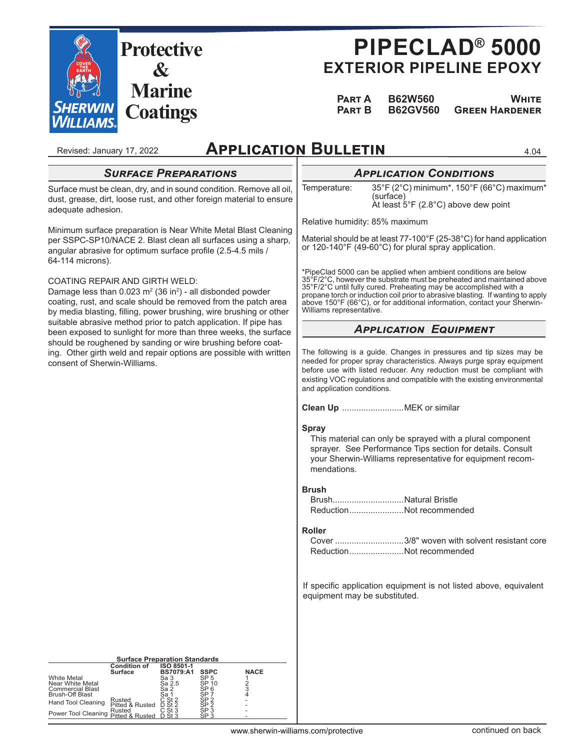# PIPECLAD® 5000

## EXTERIOR PIPELINE EPOXY

| | | |
|---|---|---|
| **Part A** | **B62W560** | **White** |
| **Part B** | **B62GV560** | **Green Hardener** |

Revised: January 17, 2022

# Application Bulletin

4.04

## *Surface Preparations*

Surface must be clean, dry, and in sound condition. Remove all oil, dust, grease, dirt, loose rust, and other foreign material to ensure adequate adhesion.

Minimum surface preparation is Near White Metal Blast Cleaning per SSPC-SP10/NACE 2. Blast clean all surfaces using a sharp, angular abrasive for optimum surface profile (2.5-4.5 mils / 64-114 microns).

COATING REPAIR AND GIRTH WELD:
Damage less than 0.023 m$^2$ (36 in$^2$) - all disbonded powder coating, rust, and scale should be removed from the patch area by media blasting, filling, power brushing, wire brushing or other suitable abrasive method prior to patch application. If pipe has been exposed to sunlight for more than three weeks, the surface should be roughened by sanding or wire brushing before coating. Other girth weld and repair options are possible with written consent of Sherwin-Williams.

**Surface Preparation Standards**

| | Condition of Surface | ISO 8501-1 BS7079:A1 | SSPC | NACE |
|---|---|---|---|---|
| White Metal | | Sa 3 | SP 5 | 1 |
| Near White Metal | | Sa 2.5 | SP 10 | 2 |
| Commercial Blast | | Sa 2 | SP 6 | 3 |
| Brush-Off Blast | | Sa 1 | SP 7 | 4 |
| Hand Tool Cleaning | Rusted | C St 2 | SP 2 | - |
| | Pitted & Rusted | D St 2 | SP 2 | - |
| Power Tool Cleaning | Rusted | C St 3 | SP 3 | - |
| | Pitted & Rusted | D St 3 | SP 3 | - |

## *Application Conditions*

Temperature: 35°F (2°C) minimum*, 150°F (66°C) maximum* (surface)
At least 5°F (2.8°C) above dew point

Relative humidity: 85% maximum

Material should be at least 77-100°F (25-38°C) for hand application or 120-140°F (49-60°C) for plural spray application.

*PipeClad 5000 can be applied when ambient conditions are below 35°F/2°C, however the substrate must be preheated and maintained above 35°F/2°C until fully cured. Preheating may be accomplished with a propane torch or induction coil prior to abrasive blasting. If wanting to apply above 150°F (66°C), or for additional information, contact your Sherwin-Williams representative.

## *Application Equipment*

The following is a guide. Changes in pressures and tip sizes may be needed for proper spray characteristics. Always purge spray equipment before use with listed reducer. Any reduction must be compliant with existing VOC regulations and compatible with the existing environmental and application conditions.

**Clean Up** ..........................MEK or similar

**Spray**

This material can only be sprayed with a plural component sprayer. See Performance Tips section for details. Consult your Sherwin-Williams representative for equipment recommendations.

**Brush**

Brush..............................Natural Bristle
Reduction.......................Not recommended

**Roller**

Cover .............................3/8" woven with solvent resistant core
Reduction.......................Not recommended

If specific application equipment is not listed above, equivalent equipment may be substituted.

www.sherwin-williams.com/protective

continued on back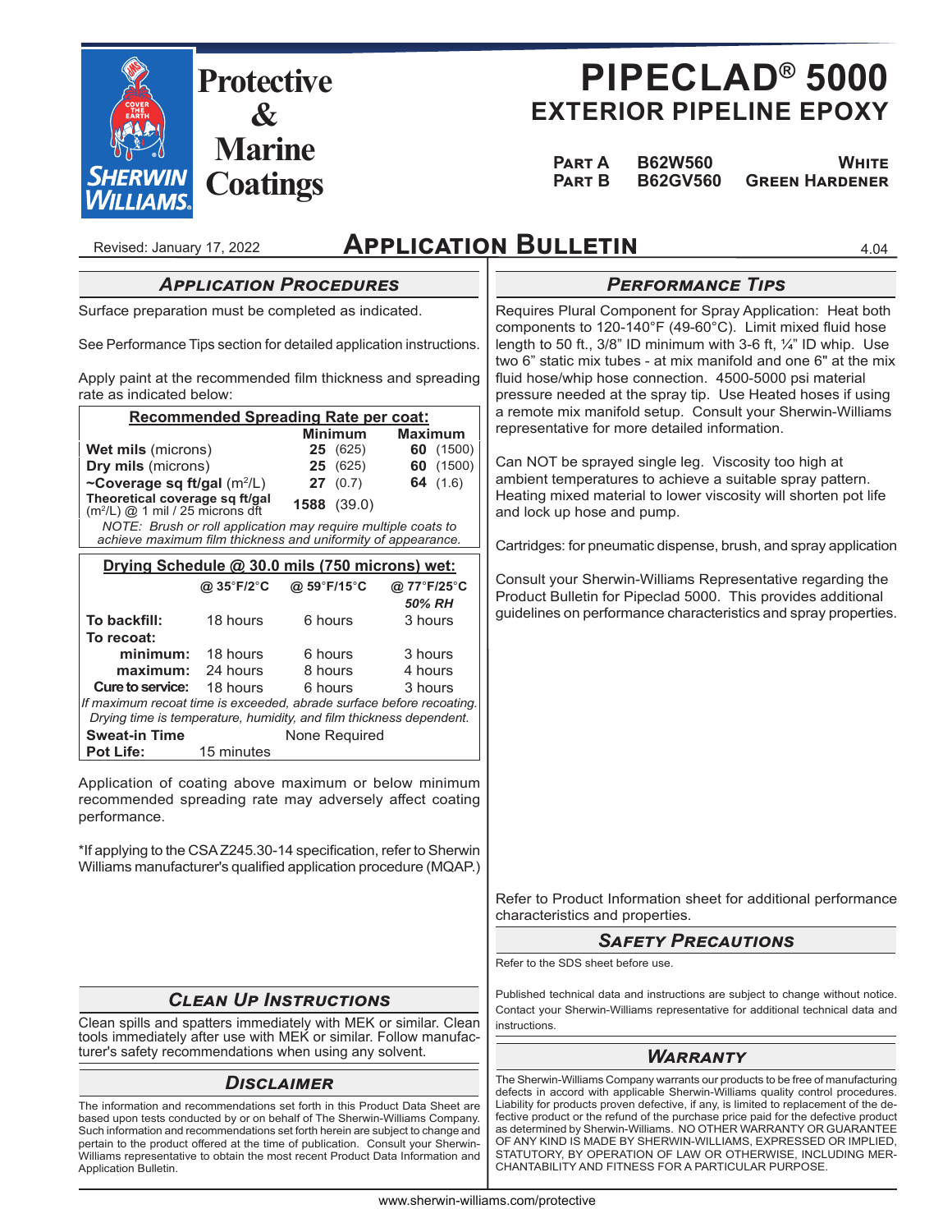# PIPECLAD® 5000
## EXTERIOR PIPELINE EPOXY

| | | |
|---|---|---|
| **Part A** | **B62W560** | **White** |
| **Part B** | **B62GV560** | **Green Hardener** |

Revised: January 17, 2022

# Application Bulletin

4.04

## Application Procedures

Surface preparation must be completed as indicated.

See Performance Tips section for detailed application instructions.

Apply paint at the recommended film thickness and spreading rate as indicated below:

**Recommended Spreading Rate per coat:**

| | Minimum | Maximum |
|---|---|---|
| **Wet mils** (microns) | **25** (625) | **60** (1500) |
| **Dry mils** (microns) | **25** (625) | **60** (1500) |
| **~Coverage sq ft/gal** ($m^2$/L) | **27** (0.7) | **64** (1.6) |
| **Theoretical coverage sq ft/gal** ($m^2$/L) @ 1 mil / 25 microns dft | **1588** (39.0) | |

*NOTE: Brush or roll application may require multiple coats to achieve maximum film thickness and uniformity of appearance.*

**Drying Schedule @ 30.0 mils (750 microns) wet:**

| | @ 35°F/2°C | @ 59°F/15°C | @ 77°F/25°C *50% RH* |
|---|---|---|---|
| **To backfill:** | 18 hours | 6 hours | 3 hours |
| **To recoat:** | | | |
| **minimum:** | 18 hours | 6 hours | 3 hours |
| **maximum:** | 24 hours | 8 hours | 4 hours |
| **Cure to service:** | 18 hours | 6 hours | 3 hours |

*If maximum recoat time is exceeded, abrade surface before recoating.*
*Drying time is temperature, humidity, and film thickness dependent.*

**Sweat-in Time** None Required
**Pot Life:** 15 minutes

Application of coating above maximum or below minimum recommended spreading rate may adversely affect coating performance.

*If applying to the CSA Z245.30-14 specification, refer to Sherwin Williams manufacturer's qualified application procedure (MQAP.)

## Clean Up Instructions

Clean spills and spatters immediately with MEK or similar. Clean tools immediately after use with MEK or similar. Follow manufacturer's safety recommendations when using any solvent.

## Disclaimer

The information and recommendations set forth in this Product Data Sheet are based upon tests conducted by or on behalf of The Sherwin-Williams Company. Such information and recommendations set forth herein are subject to change and pertain to the product offered at the time of publication. Consult your Sherwin-Williams representative to obtain the most recent Product Data Information and Application Bulletin.

## Performance Tips

Requires Plural Component for Spray Application: Heat both components to 120-140°F (49-60°C). Limit mixed fluid hose length to 50 ft., 3/8" ID minimum with 3-6 ft, ¼" ID whip. Use two 6" static mix tubes - at mix manifold and one 6" at the mix fluid hose/whip hose connection. 4500-5000 psi material pressure needed at the spray tip. Use Heated hoses if using a remote mix manifold setup. Consult your Sherwin-Williams representative for more detailed information.

Can NOT be sprayed single leg. Viscosity too high at ambient temperatures to achieve a suitable spray pattern. Heating mixed material to lower viscosity will shorten pot life and lock up hose and pump.

Cartridges: for pneumatic dispense, brush, and spray application

Consult your Sherwin-Williams Representative regarding the Product Bulletin for Pipeclad 5000. This provides additional guidelines on performance characteristics and spray properties.

Refer to Product Information sheet for additional performance characteristics and properties.

## Safety Precautions

Refer to the SDS sheet before use.

Published technical data and instructions are subject to change without notice. Contact your Sherwin-Williams representative for additional technical data and instructions.

## Warranty

The Sherwin-Williams Company warrants our products to be free of manufacturing defects in accord with applicable Sherwin-Williams quality control procedures. Liability for products proven defective, if any, is limited to replacement of the defective product or the refund of the purchase price paid for the defective product as determined by Sherwin-Williams. NO OTHER WARRANTY OR GUARANTEE OF ANY KIND IS MADE BY SHERWIN-WILLIAMS, EXPRESSED OR IMPLIED, STATUTORY, BY OPERATION OF LAW OR OTHERWISE, INCLUDING MERCHANTABILITY AND FITNESS FOR A PARTICULAR PURPOSE.